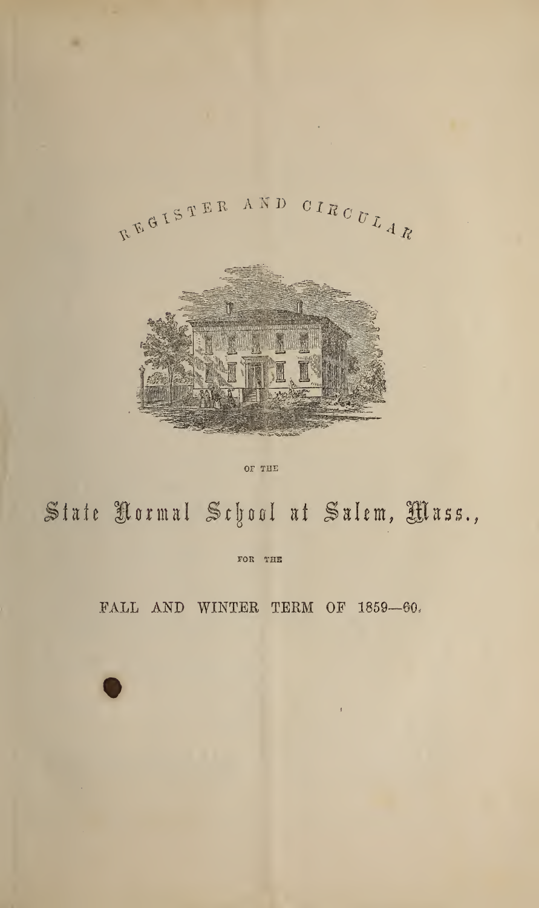REGISTER AND CIRCULAR

OF THE

# State Normal School at Salem, Mass.,

FOR THE

FALL AND WINTER TERM OF 1859—60.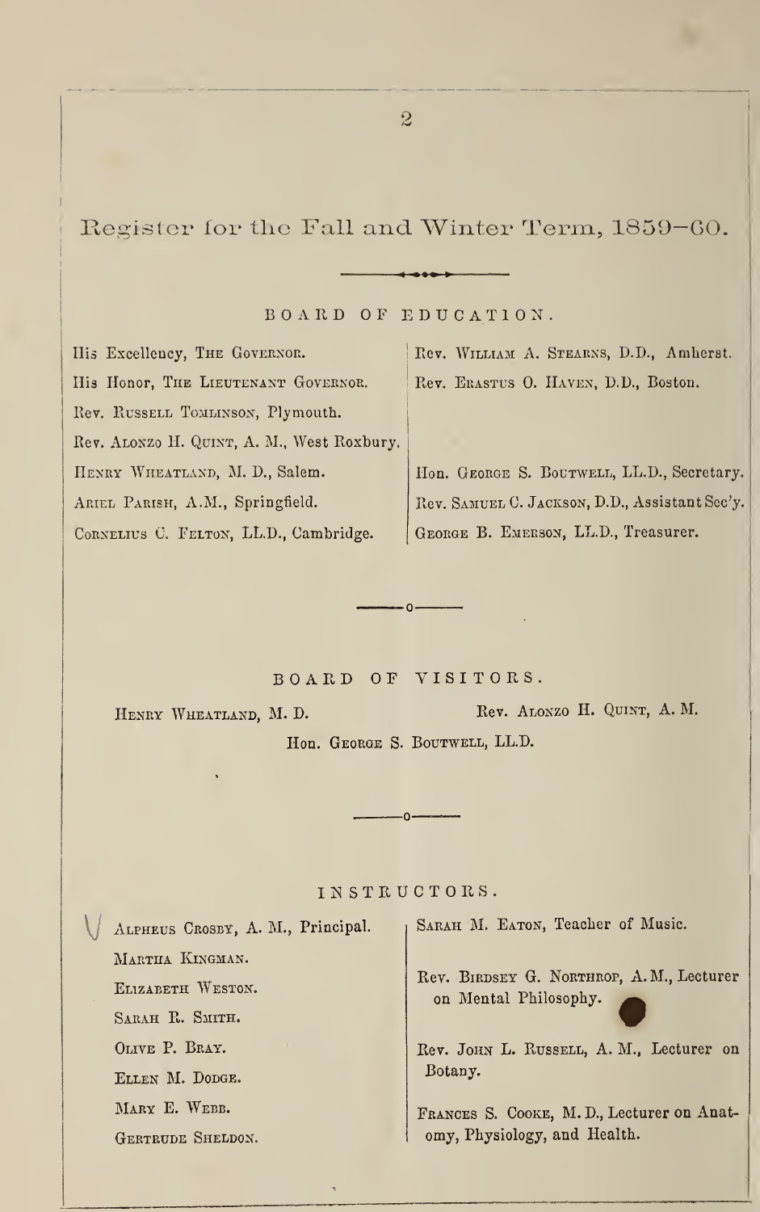# Register for the Fall and Winter Term, 1859–60.

## BOARD OF EDUCATION.

His Excellency, The Governor.
His Honor, The Lieutenant Governor.
Rev. Russell Tomlinson, Plymouth.
Rev. Alonzo H. Quint, A. M., West Roxbury.
Henry Wheatland, M. D., Salem.
Ariel Parish, A.M., Springfield.
Cornelius C. Felton, LL.D., Cambridge.
Rev. William A. Stearns, D.D., Amherst.
Rev. Erastus O. Haven, D.D., Boston.

Hon. George S. Boutwell, LL.D., Secretary.
Rev. Samuel C. Jackson, D.D., Assistant Sec'y.
George B. Emerson, LL.D., Treasurer.

## BOARD OF VISITORS.

Henry Wheatland, M. D.
Rev. Alonzo H. Quint, A. M.
Hon. George S. Boutwell, LL.D.

## INSTRUCTORS.

Alpheus Crosby, A. M., Principal.
Martha Kingman.
Elizabeth Weston.
Sarah R. Smith.
Olive P. Bray.
Ellen M. Dodge.
Mary E. Webb.
Gertrude Sheldon.

Sarah M. Eaton, Teacher of Music.

Rev. Birdsey G. Northrop, A. M., Lecturer on Mental Philosophy.

Rev. John L. Russell, A. M., Lecturer on Botany.

Frances S. Cooke, M. D., Lecturer on Anatomy, Physiology, and Health.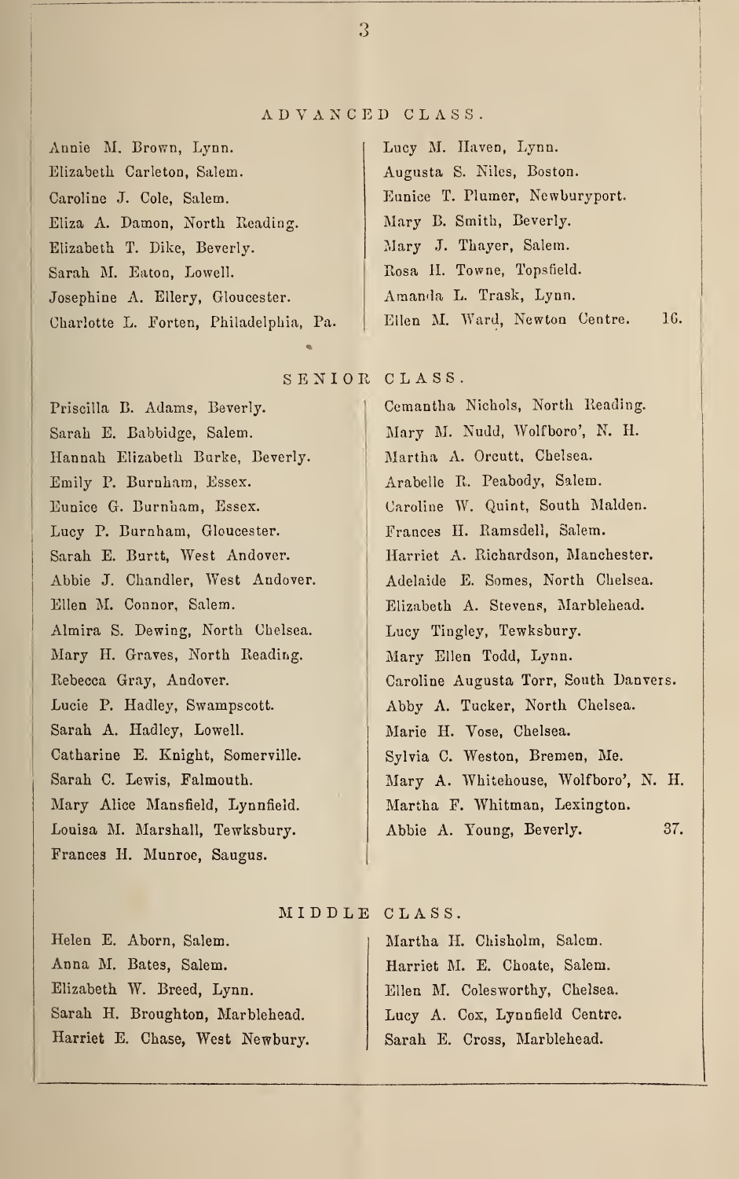## ADVANCED CLASS.

Annie M. Brown, Lynn.
Elizabeth Carleton, Salem.
Caroline J. Cole, Salem.
Eliza A. Damon, North Reading.
Elizabeth T. Dike, Beverly.
Sarah M. Eaton, Lowell.
Josephine A. Ellery, Gloucester.
Charlotte L. Forten, Philadelphia, Pa.
Lucy M. Haven, Lynn.
Augusta S. Niles, Boston.
Eunice T. Plumer, Newburyport.
Mary B. Smith, Beverly.
Mary J. Thayer, Salem.
Rosa H. Towne, Topsfield.
Amanda L. Trask, Lynn.
Ellen M. Ward, Newton Centre. 16.

## SENIOR CLASS.

Priscilla B. Adams, Beverly.
Sarah E. Babbidge, Salem.
Hannah Elizabeth Burke, Beverly.
Emily P. Burnham, Essex.
Eunice G. Burnham, Essex.
Lucy P. Burnham, Gloucester.
Sarah E. Burtt, West Andover.
Abbie J. Chandler, West Andover.
Ellen M. Connor, Salem.
Almira S. Dewing, North Chelsea.
Mary H. Graves, North Reading.
Rebecca Gray, Andover.
Lucie P. Hadley, Swampscott.
Sarah A. Hadley, Lowell.
Catharine E. Knight, Somerville.
Sarah C. Lewis, Falmouth.
Mary Alice Mansfield, Lynnfield.
Louisa M. Marshall, Tewksbury.
Frances H. Munroe, Saugus.
Cemantha Nichols, North Reading.
Mary M. Nudd, Wolfboro', N. H.
Martha A. Orcutt, Chelsea.
Arabelle R. Peabody, Salem.
Caroline W. Quint, South Malden.
Frances H. Ramsdell, Salem.
Harriet A. Richardson, Manchester.
Adelaide E. Somes, North Chelsea.
Elizabeth A. Stevens, Marblehead.
Lucy Tingley, Tewksbury.
Mary Ellen Todd, Lynn.
Caroline Augusta Torr, South Danvers.
Abby A. Tucker, North Chelsea.
Marie H. Vose, Chelsea.
Sylvia C. Weston, Bremen, Me.
Mary A. Whitehouse, Wolfboro', N. H.
Martha F. Whitman, Lexington.
Abbie A. Young, Beverly. 37.

## MIDDLE CLASS.

Helen E. Aborn, Salem.
Anna M. Bates, Salem.
Elizabeth W. Breed, Lynn.
Sarah H. Broughton, Marblehead.
Harriet E. Chase, West Newbury.
Martha H. Chisholm, Salem.
Harriet M. E. Choate, Salem.
Ellen M. Colesworthy, Chelsea.
Lucy A. Cox, Lynnfield Centre.
Sarah E. Cross, Marblehead.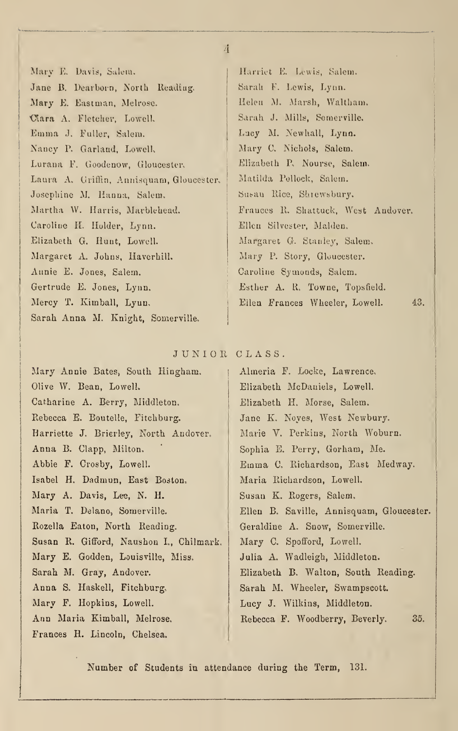Mary E. Davis, Salem.
Jane B. Dearborn, North Reading.
Mary E. Eastman, Melrose.
Clara A. Fletcher, Lowell.
Emma J. Fuller, Salem.
Nancy P. Garland, Lowell.
Lurana F. Goodenow, Gloucester.
Laura A. Griffin, Annisquam, Gloucester.
Josephine M. Hanna, Salem.
Martha W. Harris, Marblehead.
Caroline H. Holder, Lynn.
Elizabeth G. Hunt, Lowell.
Margaret A. Johns, Haverhill.
Annie E. Jones, Salem.
Gertrude E. Jones, Lynn.
Mercy T. Kimball, Lynn.
Sarah Anna M. Knight, Somerville.
Harriet E. Lewis, Salem.
Sarah F. Lewis, Lynn.
Helen M. Marsh, Waltham.
Sarah J. Mills, Somerville.
Lucy M. Newhall, Lynn.
Mary C. Nichols, Salem.
Elizabeth P. Nourse, Salem.
Matilda Pollock, Salem.
Susan Rice, Shrewsbury.
Frances R. Shattuck, West Andover.
Ellen Silvester, Malden.
Margaret G. Stanley, Salem.
Mary P. Story, Gloucester.
Caroline Symonds, Salem.
Esther A. R. Towne, Topsfield.
Ellen Frances Wheeler, Lowell. 43.

## JUNIOR CLASS.

Mary Annie Bates, South Hingham.
Olive W. Bean, Lowell.
Catharine A. Berry, Middleton.
Rebecca E. Boutelle, Fitchburg.
Harriette J. Brierley, North Andover.
Anna B. Clapp, Milton.
Abbie F. Crosby, Lowell.
Isabel H. Dadmun, East Boston.
Mary A. Davis, Lee, N. H.
Maria T. Delano, Somerville.
Rozella Eaton, North Reading.
Susan R. Gifford, Naushon I., Chilmark.
Mary E. Godden, Louisville, Miss.
Sarah M. Gray, Andover.
Anna S. Haskell, Fitchburg.
Mary F. Hopkins, Lowell.
Ann Maria Kimball, Melrose.
Frances H. Lincoln, Chelsea.
Almeria F. Locke, Lawrence.
Elizabeth McDaniels, Lowell.
Elizabeth H. Morse, Salem.
Jane K. Noyes, West Newbury.
Marie V. Perkins, North Woburn.
Sophia E. Perry, Gorham, Me.
Emma C. Richardson, East Medway.
Maria Richardson, Lowell.
Susan K. Rogers, Salem.
Ellen B. Saville, Annisquam, Gloucester.
Geraldine A. Snow, Somerville.
Mary C. Spofford, Lowell.
Julia A. Wadleigh, Middleton.
Elizabeth B. Walton, South Reading.
Sarah M. Wheeler, Swampscott.
Lucy J. Wilkins, Middleton.
Rebecca F. Woodberry, Beverly. 35.

Number of Students in attendance during the Term, 131.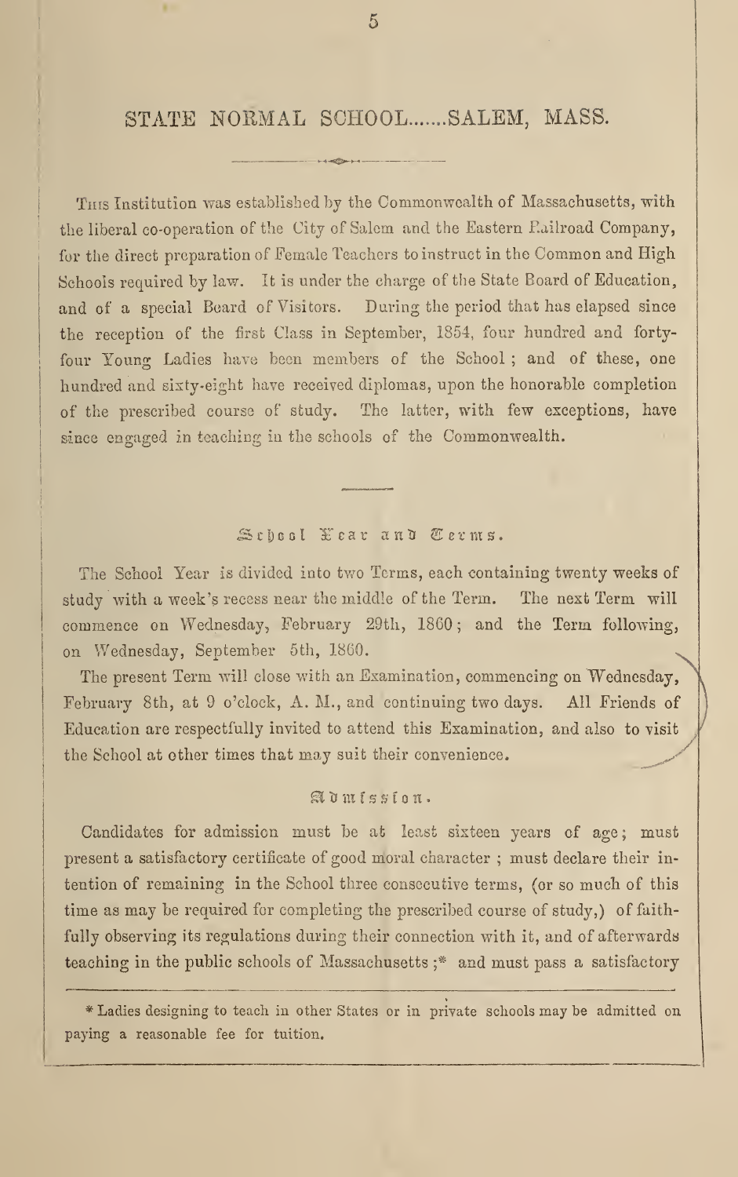## STATE NORMAL SCHOOL.......SALEM, MASS.

This Institution was established by the Commonwealth of Massachusetts, with the liberal co-operation of the City of Salem and the Eastern Railroad Company, for the direct preparation of Female Teachers to instruct in the Common and High Schools required by law. It is under the charge of the State Board of Education, and of a special Board of Visitors. During the period that has elapsed since the reception of the first Class in September, 1854, four hundred and forty-four Young Ladies have been members of the School; and of these, one hundred and sixty-eight have received diplomas, upon the honorable completion of the prescribed course of study. The latter, with few exceptions, have since engaged in teaching in the schools of the Commonwealth.

### School Year and Terms.

The School Year is divided into two Terms, each containing twenty weeks of study with a week's recess near the middle of the Term. The next Term will commence on Wednesday, February 29th, 1860; and the Term following, on Wednesday, September 5th, 1860.

The present Term will close with an Examination, commencing on Wednesday, February 8th, at 9 o'clock, A. M., and continuing two days. All Friends of Education are respectfully invited to attend this Examination, and also to visit the School at other times that may suit their convenience.

### Admission.

Candidates for admission must be at least sixteen years of age; must present a satisfactory certificate of good moral character; must declare their intention of remaining in the School three consecutive terms, (or so much of this time as may be required for completing the prescribed course of study,) of faithfully observing its regulations during their connection with it, and of afterwards teaching in the public schools of Massachusetts;* and must pass a satisfactory

\* Ladies designing to teach in other States or in private schools may be admitted on paying a reasonable fee for tuition.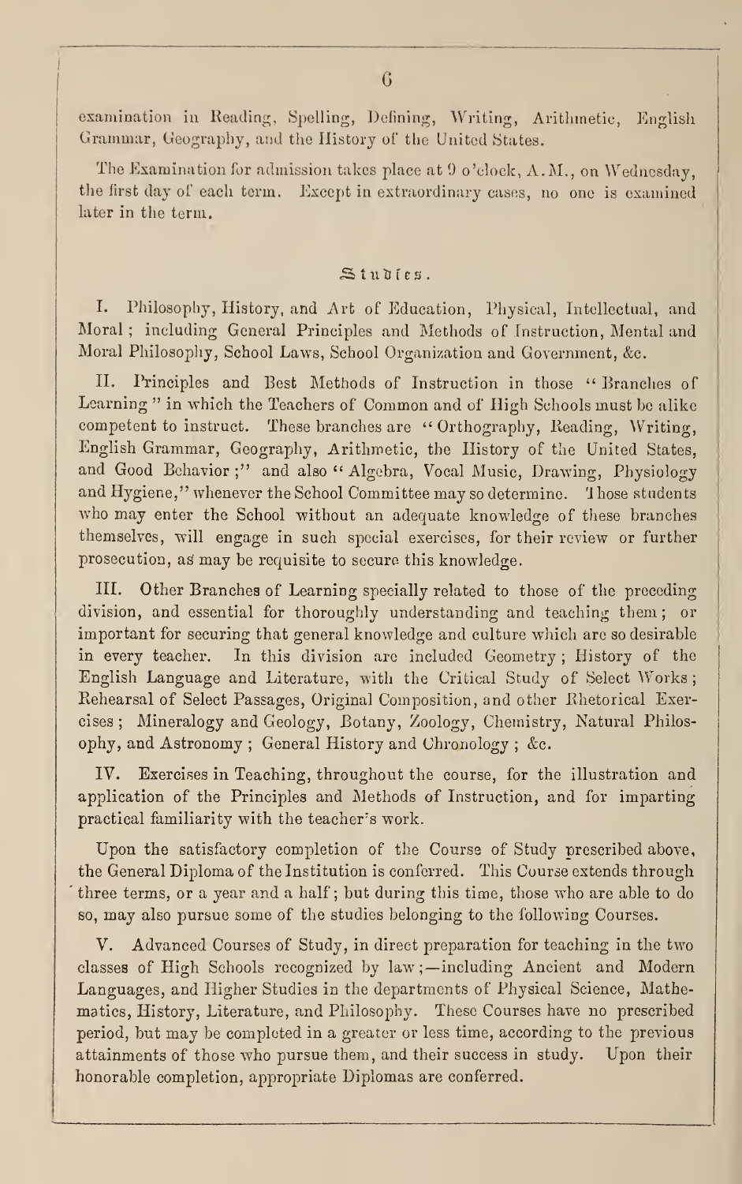examination in Reading, Spelling, Defining, Writing, Arithmetic, English Grammar, Geography, and the History of the United States.

The Examination for admission takes place at 9 o'clock, A.M., on Wednesday, the first day of each term. Except in extraordinary cases, no one is examined later in the term.

## Studies.

I. Philosophy, History, and Art of Education, Physical, Intellectual, and Moral; including General Principles and Methods of Instruction, Mental and Moral Philosophy, School Laws, School Organization and Government, &c.

II. Principles and Best Methods of Instruction in those "Branches of Learning" in which the Teachers of Common and of High Schools must be alike competent to instruct. These branches are "Orthography, Reading, Writing, English Grammar, Geography, Arithmetic, the History of the United States, and Good Behavior;" and also "Algebra, Vocal Music, Drawing, Physiology and Hygiene," whenever the School Committee may so determine. Those students who may enter the School without an adequate knowledge of these branches themselves, will engage in such special exercises, for their review or further prosecution, as may be requisite to secure this knowledge.

III. Other Branches of Learning specially related to those of the preceding division, and essential for thoroughly understanding and teaching them; or important for securing that general knowledge and culture which are so desirable in every teacher. In this division are included Geometry; History of the English Language and Literature, with the Critical Study of Select Works; Rehearsal of Select Passages, Original Composition, and other Rhetorical Exercises; Mineralogy and Geology, Botany, Zoology, Chemistry, Natural Philosophy, and Astronomy; General History and Chronology; &c.

IV. Exercises in Teaching, throughout the course, for the illustration and application of the Principles and Methods of Instruction, and for imparting practical familiarity with the teacher's work.

Upon the satisfactory completion of the Course of Study prescribed above, the General Diploma of the Institution is conferred. This Course extends through three terms, or a year and a half; but during this time, those who are able to do so, may also pursue some of the studies belonging to the following Courses.

V. Advanced Courses of Study, in direct preparation for teaching in the two classes of High Schools recognized by law;—including Ancient and Modern Languages, and Higher Studies in the departments of Physical Science, Mathematics, History, Literature, and Philosophy. These Courses have no prescribed period, but may be completed in a greater or less time, according to the previous attainments of those who pursue them, and their success in study. Upon their honorable completion, appropriate Diplomas are conferred.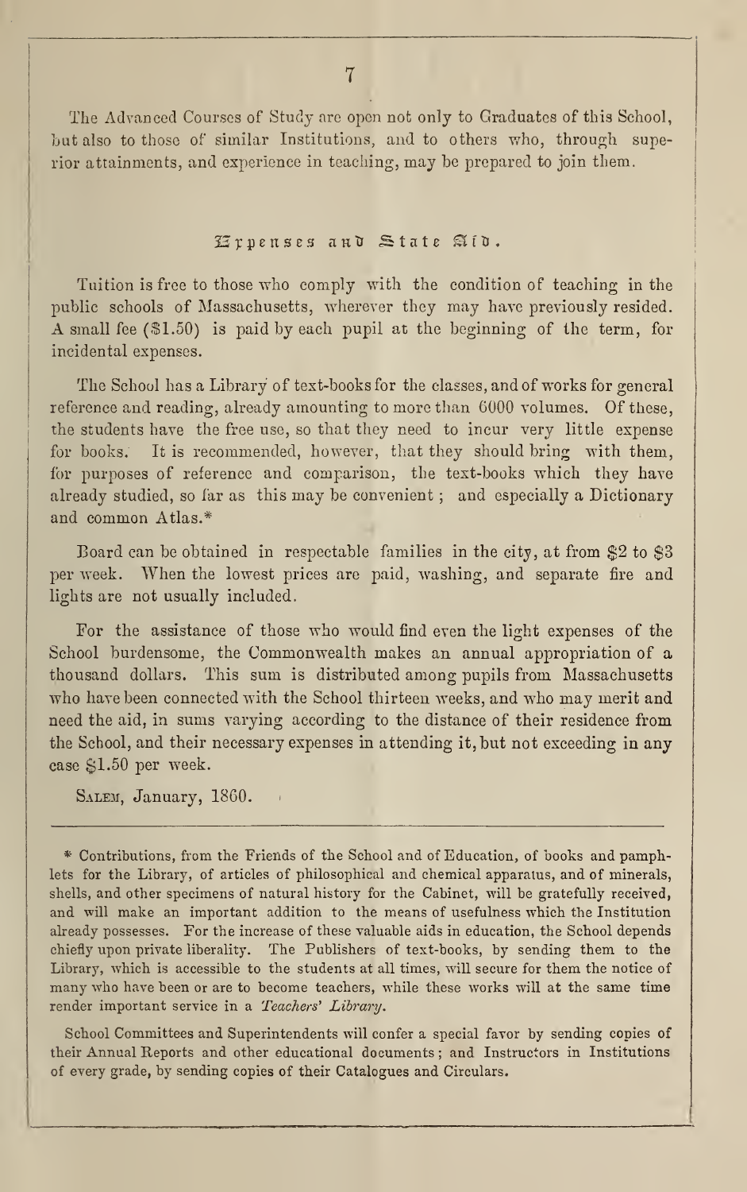The Advanced Courses of Study are open not only to Graduates of this School, but also to those of similar Institutions, and to others who, through superior attainments, and experience in teaching, may be prepared to join them.

## Expenses and State Aid.

Tuition is free to those who comply with the condition of teaching in the public schools of Massachusetts, wherever they may have previously resided. A small fee ($1.50) is paid by each pupil at the beginning of the term, for incidental expenses.

The School has a Library of text-books for the classes, and of works for general reference and reading, already amounting to more than 6000 volumes. Of these, the students have the free use, so that they need to incur very little expense for books. It is recommended, however, that they should bring with them, for purposes of reference and comparison, the text-books which they have already studied, so far as this may be convenient; and especially a Dictionary and common Atlas.*

Board can be obtained in respectable families in the city, at from $2 to $3 per week. When the lowest prices are paid, washing, and separate fire and lights are not usually included.

For the assistance of those who would find even the light expenses of the School burdensome, the Commonwealth makes an annual appropriation of a thousand dollars. This sum is distributed among pupils from Massachusetts who have been connected with the School thirteen weeks, and who may merit and need the aid, in sums varying according to the distance of their residence from the School, and their necessary expenses in attending it, but not exceeding in any case $1.50 per week.

SALEM, January, 1860.

---

* Contributions, from the Friends of the School and of Education, of books and pamphlets for the Library, of articles of philosophical and chemical apparatus, and of minerals, shells, and other specimens of natural history for the Cabinet, will be gratefully received, and will make an important addition to the means of usefulness which the Institution already possesses. For the increase of these valuable aids in education, the School depends chiefly upon private liberality. The Publishers of text-books, by sending them to the Library, which is accessible to the students at all times, will secure for them the notice of many who have been or are to become teachers, while these works will at the same time render important service in a *Teachers' Library*.

School Committees and Superintendents will confer a special favor by sending copies of their Annual Reports and other educational documents; and Instructors in Institutions of every grade, by sending copies of their Catalogues and Circulars.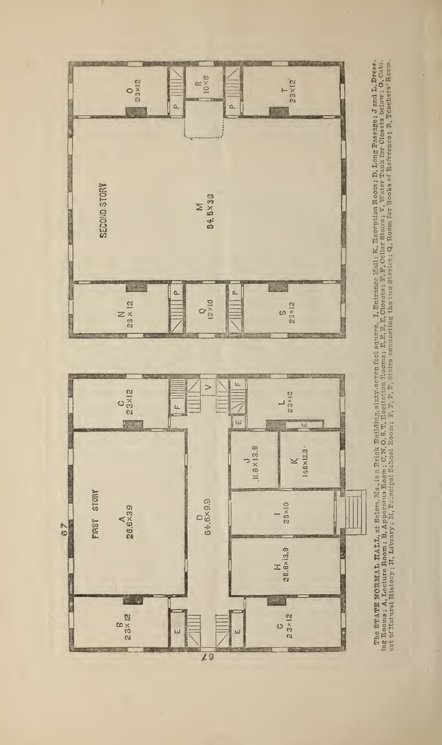FIRST STORY

A
26.6x39

B
23x12

C
23x12

D
64.6x9.9

E

E

E

F

F

V

G
23x12

H
26.6x13.8

I
25x10

J
11.6x13.8

K
14.6x13.8

L
23x12

SECOND STORY

M
64.6x39

N
23x12

O
23x12

P

P

P

P

Q
12x10

R
10x8

S
23x12

T
23x12

The STATE NORMAL HALL, at Salem, Ms., is a Brick Building, sixty-seven feet square. I, Entrance Hall; K, Reception Room; D, Long Passage; J and L, Dressing Rooms; A, Lecture Room; B, Apparatus Room; C, N, O, S, T, Recitation Rooms; E, E, E, Closets; F, F, Cellar Stairs; V, Water Tank for Closets below; G, Cabinet of Natural History; H, Library; M, Principal School Room; P, P, P, P, Stairs connecting the two Stories; Q, Room for Books of Reference; R, Teachers' Room.